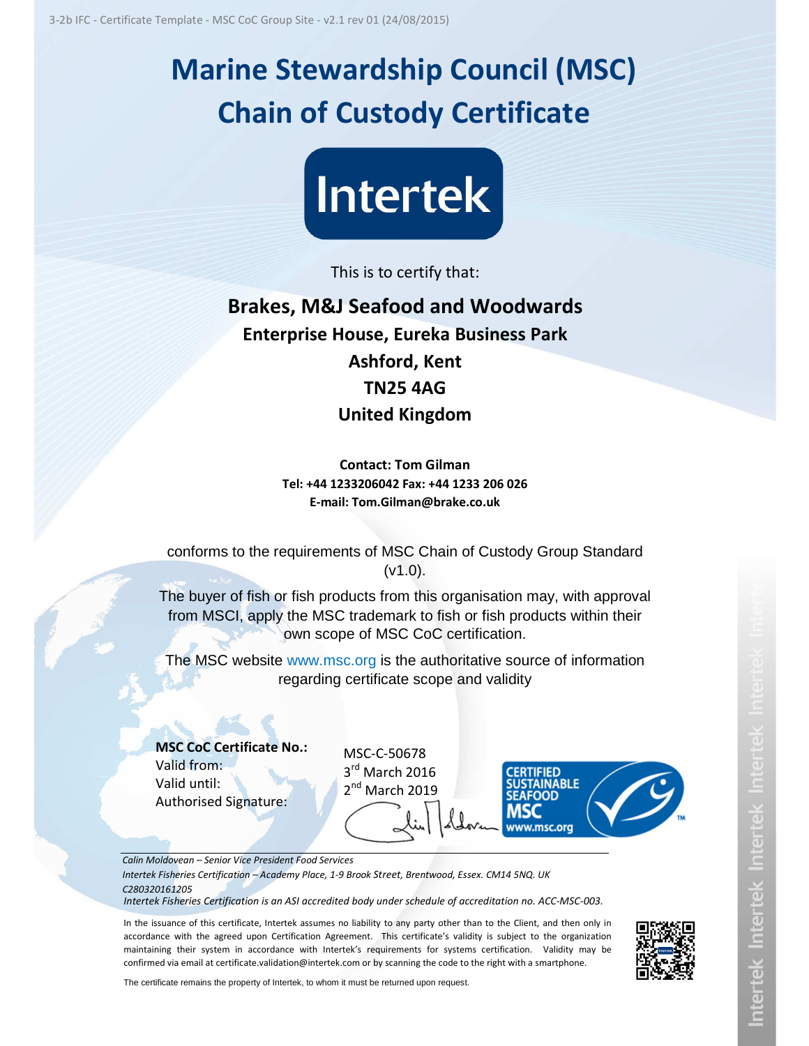3-2b IFC - Certificate Template - MSC CoC Group Site - v2.1 rev 01 (24/08/2015)

# Marine Stewardship Council (MSC) Chain of Custody Certificate

Intertek

This is to certify that:

## Brakes, M&J Seafood and Woodwards

**Enterprise House, Eureka Business Park**

**Ashford, Kent**

**TN25 4AG**

**United Kingdom**

**Contact: Tom Gilman**
**Tel: +44 1233206042 Fax: +44 1233 206 026**
**E-mail: Tom.Gilman@brake.co.uk**

conforms to the requirements of MSC Chain of Custody Group Standard (v1.0).

The buyer of fish or fish products from this organisation may, with approval from MSCI, apply the MSC trademark to fish or fish products within their own scope of MSC CoC certification.

The MSC website www.msc.org is the authoritative source of information regarding certificate scope and validity

| | |
|---|---|
| **MSC CoC Certificate No.:** | MSC-C-50678 |
| Valid from: | 3rd March 2016 |
| Valid until: | 2nd March 2019 |
| Authorised Signature: | |

CERTIFIED SUSTAINABLE SEAFOOD MSC www.msc.org

*Calin Moldovean – Senior Vice President Food Services*
*Intertek Fisheries Certification – Academy Place, 1-9 Brook Street, Brentwood, Essex. CM14 5NQ. UK*
*C280320161205*
*Intertek Fisheries Certification is an ASI accredited body under schedule of accreditation no. ACC-MSC-003.*

In the issuance of this certificate, Intertek assumes no liability to any party other than to the Client, and then only in accordance with the agreed upon Certification Agreement. This certificate's validity is subject to the organization maintaining their system in accordance with Intertek's requirements for systems certification. Validity may be confirmed via email at certificate.validation@intertek.com or by scanning the code to the right with a smartphone.

The certificate remains the property of Intertek, to whom it must be returned upon request.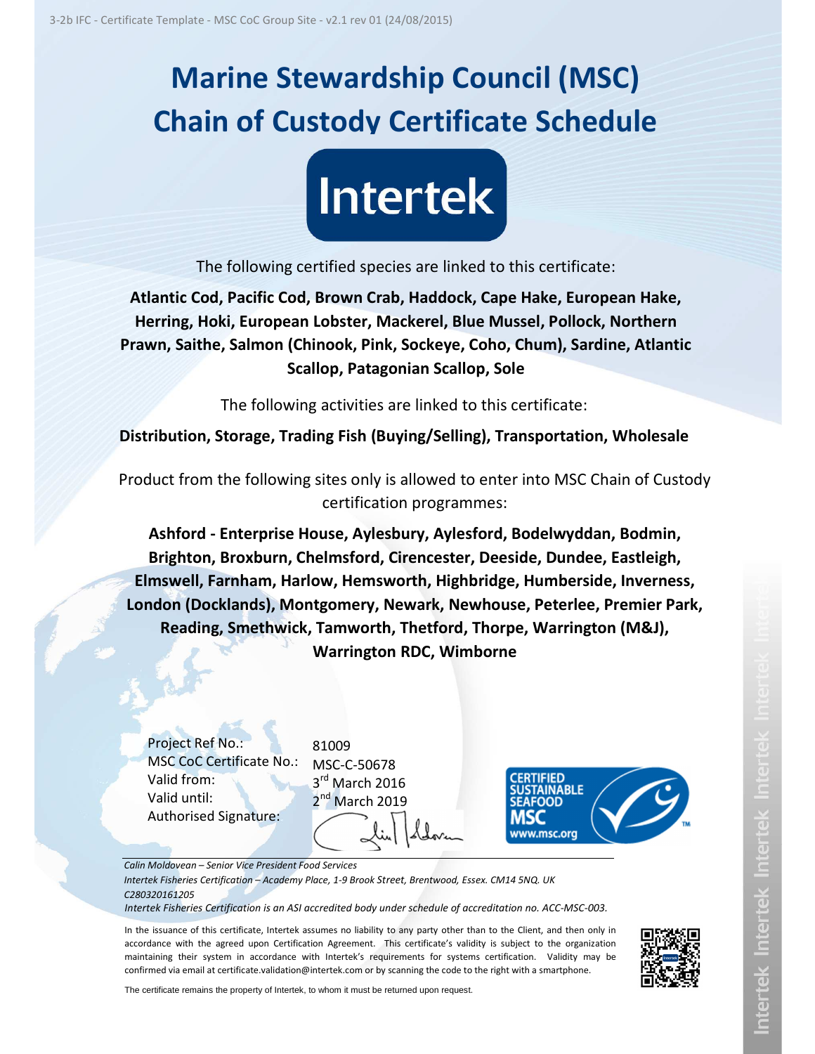# Marine Stewardship Council (MSC) Chain of Custody Certificate Schedule

Intertek

The following certified species are linked to this certificate:

**Atlantic Cod, Pacific Cod, Brown Crab, Haddock, Cape Hake, European Hake, Herring, Hoki, European Lobster, Mackerel, Blue Mussel, Pollock, Northern Prawn, Saithe, Salmon (Chinook, Pink, Sockeye, Coho, Chum), Sardine, Atlantic Scallop, Patagonian Scallop, Sole**

The following activities are linked to this certificate:

**Distribution, Storage, Trading Fish (Buying/Selling), Transportation, Wholesale**

Product from the following sites only is allowed to enter into MSC Chain of Custody certification programmes:

**Ashford - Enterprise House, Aylesbury, Aylesford, Bodelwyddan, Bodmin, Brighton, Broxburn, Chelmsford, Cirencester, Deeside, Dundee, Eastleigh, Elmswell, Farnham, Harlow, Hemsworth, Highbridge, Humberside, Inverness, London (Docklands), Montgomery, Newark, Newhouse, Peterlee, Premier Park, Reading, Smethwick, Tamworth, Thetford, Thorpe, Warrington (M&J), Warrington RDC, Wimborne**

| | |
|---|---|
| Project Ref No.: | 81009 |
| MSC CoC Certificate No.: | MSC-C-50678 |
| Valid from: | 3rd March 2016 |
| Valid until: | 2nd March 2019 |
| Authorised Signature: | |

CERTIFIED SUSTAINABLE SEAFOOD MSC www.msc.org

*Calin Moldovean – Senior Vice President Food Services*

*Intertek Fisheries Certification – Academy Place, 1-9 Brook Street, Brentwood, Essex. CM14 5NQ. UK*

*C280320161205*

*Intertek Fisheries Certification is an ASI accredited body under schedule of accreditation no. ACC-MSC-003.*

In the issuance of this certificate, Intertek assumes no liability to any party other than to the Client, and then only in accordance with the agreed upon Certification Agreement. This certificate's validity is subject to the organization maintaining their system in accordance with Intertek's requirements for systems certification. Validity may be confirmed via email at certificate.validation@intertek.com or by scanning the code to the right with a smartphone.

The certificate remains the property of Intertek, to whom it must be returned upon request.